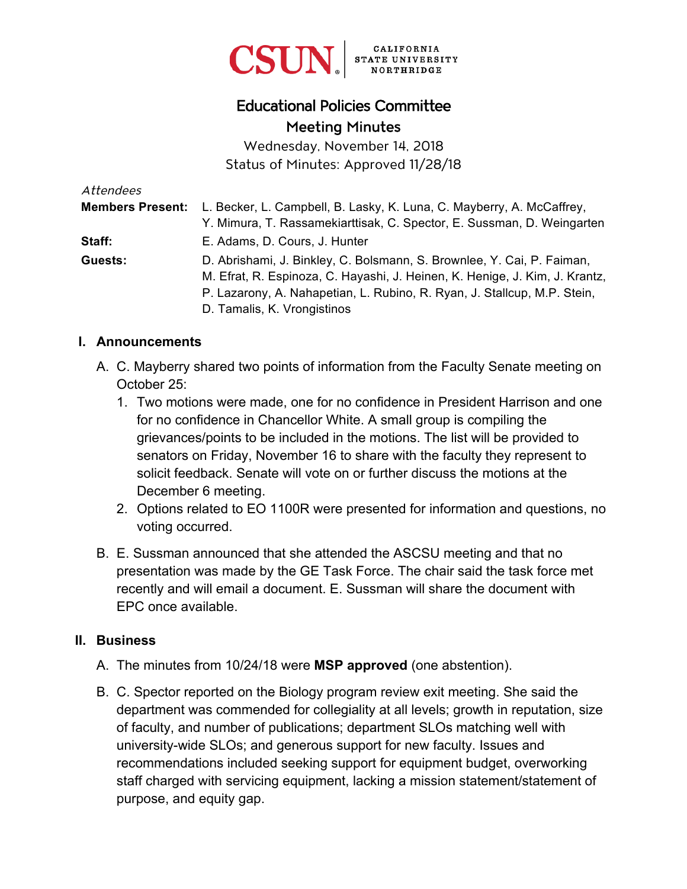CSUN | CALIFORNIA STATE UNIVERSITY NORTHRIDGE

# Educational Policies Committee

## Meeting Minutes

Wednesday, November 14, 2018

Status of Minutes: Approved 11/28/18

*Attendees*

**Members Present:** L. Becker, L. Campbell, B. Lasky, K. Luna, C. Mayberry, A. McCaffrey, Y. Mimura, T. Rassamekiarttisak, C. Spector, E. Sussman, D. Weingarten

**Staff:** E. Adams, D. Cours, J. Hunter

**Guests:** D. Abrishami, J. Binkley, C. Bolsmann, S. Brownlee, Y. Cai, P. Faiman, M. Efrat, R. Espinoza, C. Hayashi, J. Heinen, K. Henige, J. Kim, J. Krantz, P. Lazarony, A. Nahapetian, L. Rubino, R. Ryan, J. Stallcup, M.P. Stein, D. Tamalis, K. Vrongistinos

## I. Announcements

A. C. Mayberry shared two points of information from the Faculty Senate meeting on October 25:

1. Two motions were made, one for no confidence in President Harrison and one for no confidence in Chancellor White. A small group is compiling the grievances/points to be included in the motions. The list will be provided to senators on Friday, November 16 to share with the faculty they represent to solicit feedback. Senate will vote on or further discuss the motions at the December 6 meeting.
2. Options related to EO 1100R were presented for information and questions, no voting occurred.

B. E. Sussman announced that she attended the ASCSU meeting and that no presentation was made by the GE Task Force. The chair said the task force met recently and will email a document. E. Sussman will share the document with EPC once available.

## II. Business

A. The minutes from 10/24/18 were **MSP approved** (one abstention).

B. C. Spector reported on the Biology program review exit meeting. She said the department was commended for collegiality at all levels; growth in reputation, size of faculty, and number of publications; department SLOs matching well with university-wide SLOs; and generous support for new faculty. Issues and recommendations included seeking support for equipment budget, overworking staff charged with servicing equipment, lacking a mission statement/statement of purpose, and equity gap.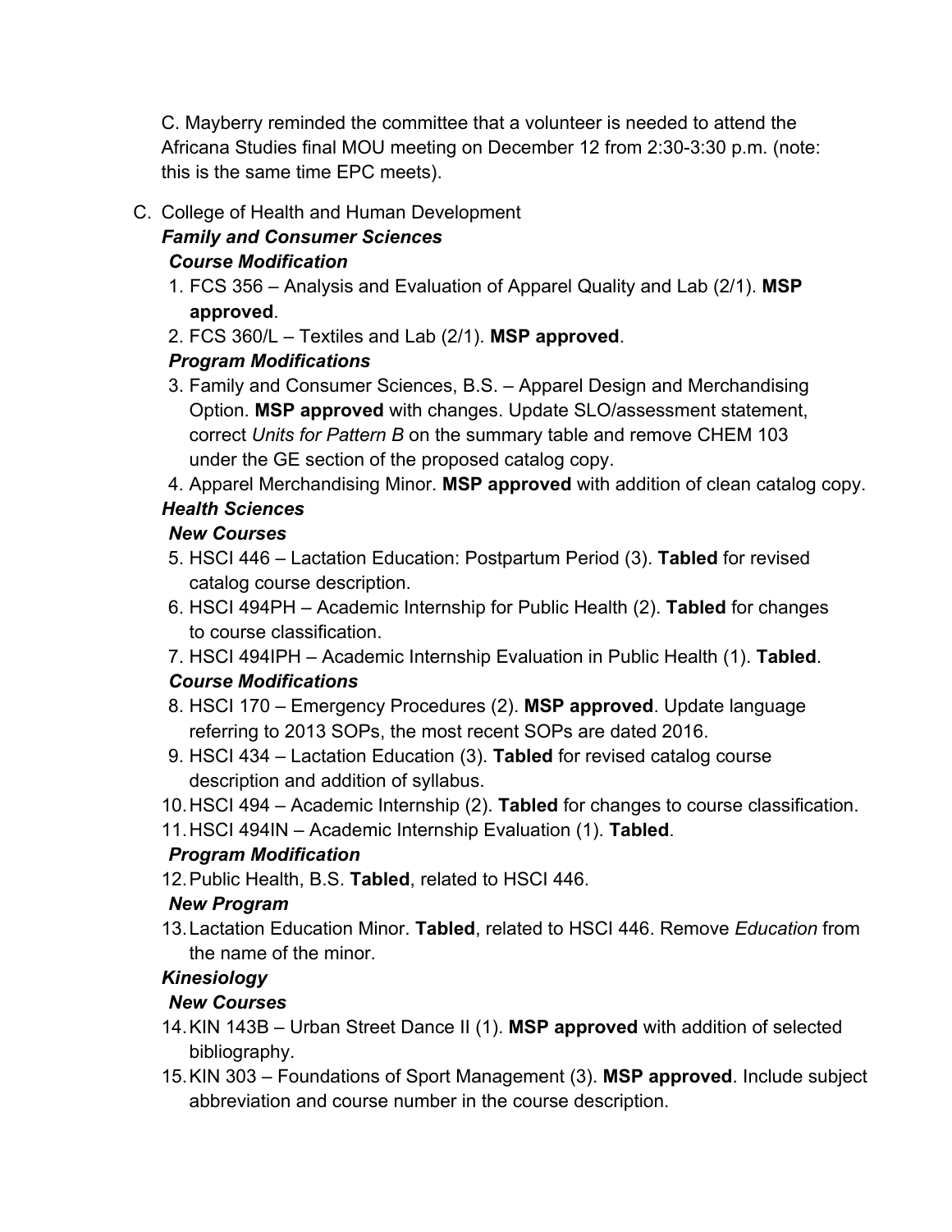C. Mayberry reminded the committee that a volunteer is needed to attend the Africana Studies final MOU meeting on December 12 from 2:30-3:30 p.m. (note: this is the same time EPC meets).

C. College of Health and Human Development

***Family and Consumer Sciences***

***Course Modification***

1. FCS 356 – Analysis and Evaluation of Apparel Quality and Lab (2/1). **MSP approved**.
2. FCS 360/L – Textiles and Lab (2/1). **MSP approved**.

***Program Modifications***

3. Family and Consumer Sciences, B.S. – Apparel Design and Merchandising Option. **MSP approved** with changes. Update SLO/assessment statement, correct *Units for Pattern B* on the summary table and remove CHEM 103 under the GE section of the proposed catalog copy.
4. Apparel Merchandising Minor. **MSP approved** with addition of clean catalog copy.

***Health Sciences***

***New Courses***

5. HSCI 446 – Lactation Education: Postpartum Period (3). **Tabled** for revised catalog course description.
6. HSCI 494PH – Academic Internship for Public Health (2). **Tabled** for changes to course classification.
7. HSCI 494IPH – Academic Internship Evaluation in Public Health (1). **Tabled**.

***Course Modifications***

8. HSCI 170 – Emergency Procedures (2). **MSP approved**. Update language referring to 2013 SOPs, the most recent SOPs are dated 2016.
9. HSCI 434 – Lactation Education (3). **Tabled** for revised catalog course description and addition of syllabus.
10. HSCI 494 – Academic Internship (2). **Tabled** for changes to course classification.
11. HSCI 494IN – Academic Internship Evaluation (1). **Tabled**.

***Program Modification***

12. Public Health, B.S. **Tabled**, related to HSCI 446.

***New Program***

13. Lactation Education Minor. **Tabled**, related to HSCI 446. Remove *Education* from the name of the minor.

***Kinesiology***

***New Courses***

14. KIN 143B – Urban Street Dance II (1). **MSP approved** with addition of selected bibliography.
15. KIN 303 – Foundations of Sport Management (3). **MSP approved**. Include subject abbreviation and course number in the course description.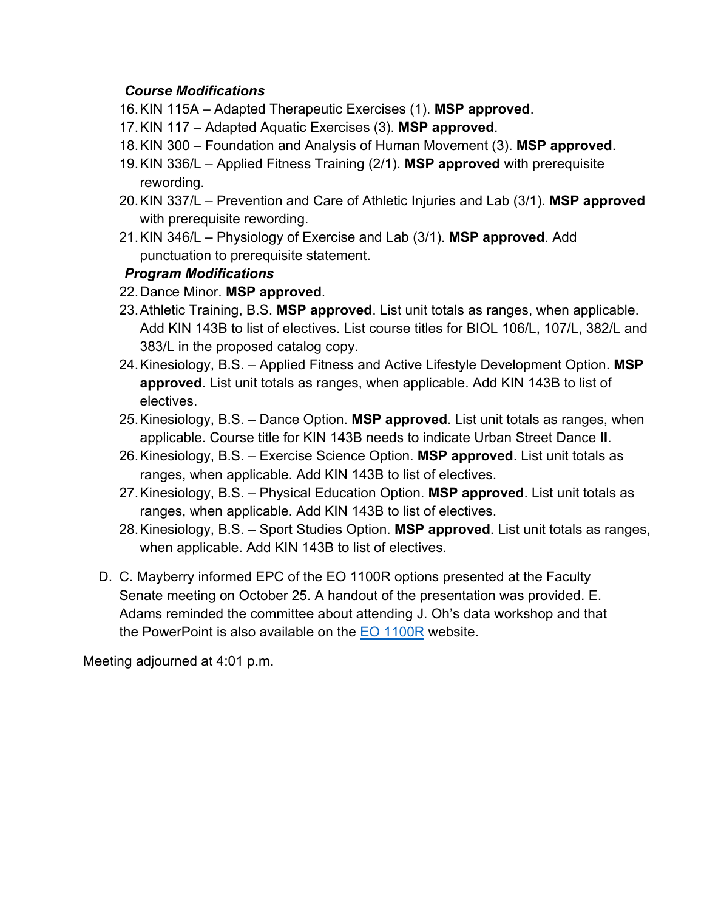***Course Modifications***

16. KIN 115A – Adapted Therapeutic Exercises (1). **MSP approved**.
17. KIN 117 – Adapted Aquatic Exercises (3). **MSP approved**.
18. KIN 300 – Foundation and Analysis of Human Movement (3). **MSP approved**.
19. KIN 336/L – Applied Fitness Training (2/1). **MSP approved** with prerequisite rewording.
20. KIN 337/L – Prevention and Care of Athletic Injuries and Lab (3/1). **MSP approved** with prerequisite rewording.
21. KIN 346/L – Physiology of Exercise and Lab (3/1). **MSP approved**. Add punctuation to prerequisite statement.

***Program Modifications***

22. Dance Minor. **MSP approved**.
23. Athletic Training, B.S. **MSP approved**. List unit totals as ranges, when applicable. Add KIN 143B to list of electives. List course titles for BIOL 106/L, 107/L, 382/L and 383/L in the proposed catalog copy.
24. Kinesiology, B.S. – Applied Fitness and Active Lifestyle Development Option. **MSP approved**. List unit totals as ranges, when applicable. Add KIN 143B to list of electives.
25. Kinesiology, B.S. – Dance Option. **MSP approved**. List unit totals as ranges, when applicable. Course title for KIN 143B needs to indicate Urban Street Dance **II**.
26. Kinesiology, B.S. – Exercise Science Option. **MSP approved**. List unit totals as ranges, when applicable. Add KIN 143B to list of electives.
27. Kinesiology, B.S. – Physical Education Option. **MSP approved**. List unit totals as ranges, when applicable. Add KIN 143B to list of electives.
28. Kinesiology, B.S. – Sport Studies Option. **MSP approved**. List unit totals as ranges, when applicable. Add KIN 143B to list of electives.

D. C. Mayberry informed EPC of the EO 1100R options presented at the Faculty Senate meeting on October 25. A handout of the presentation was provided. E. Adams reminded the committee about attending J. Oh's data workshop and that the PowerPoint is also available on the EO 1100R website.

Meeting adjourned at 4:01 p.m.